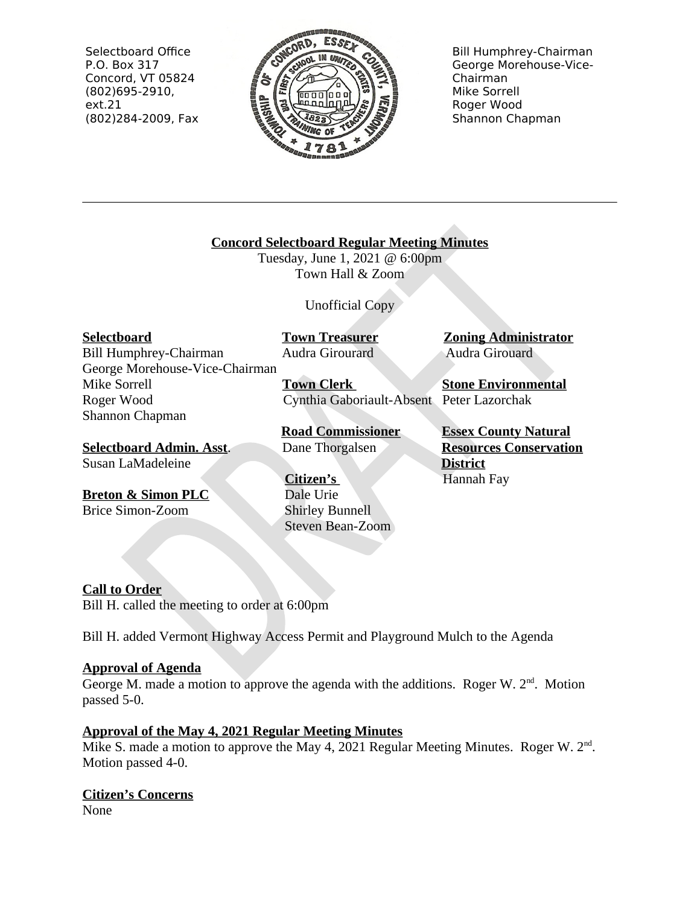SelectbOard Office
P.O. Box 317
Concord, VT 05824
(802)695-2910, ext.21
(802)284-2009, Fax

Bill Humphrey-Chairman
George Morehouse-Vice-Chairman
Mike Sorrell
Roger Wood
Shannon Chapman

---

**Concord Selectboard Regular Meeting Minutes**

Tuesday, June 1, 2021 @ 6:00pm
Town Hall & Zoom

Unofficial Copy

**Selectboard**
Bill Humphrey-Chairman
George Morehouse-Vice-Chairman
Mike Sorrell
Roger Wood
Shannon Chapman

**Selectboard Admin. Asst**.
Susan LaMadeleine

**Breton & Simon PLC**
Brice Simon-Zoom

**Town Treasurer**
Audra Girourard

**Town Clerk**
Cynthia Gaboriault-Absent

**Road Commissioner**
Dane Thorgalsen

**Citizen's**
Dale Urie
Shirley Bunnell
Steven Bean-Zoom

**Zoning Administrator**
Audra Girouard

**Stone Environmental**
Peter Lazorchak

**Essex County Natural Resources Conservation District**
Hannah Fay

**Call to Order**

Bill H. called the meeting to order at 6:00pm

Bill H. added Vermont Highway Access Permit and Playground Mulch to the Agenda

**Approval of Agenda**

George M. made a motion to approve the agenda with the additions. Roger W. 2nd. Motion passed 5-0.

**Approval of the May 4, 2021 Regular Meeting Minutes**

Mike S. made a motion to approve the May 4, 2021 Regular Meeting Minutes. Roger W. 2nd. Motion passed 4-0.

**Citizen's Concerns**

None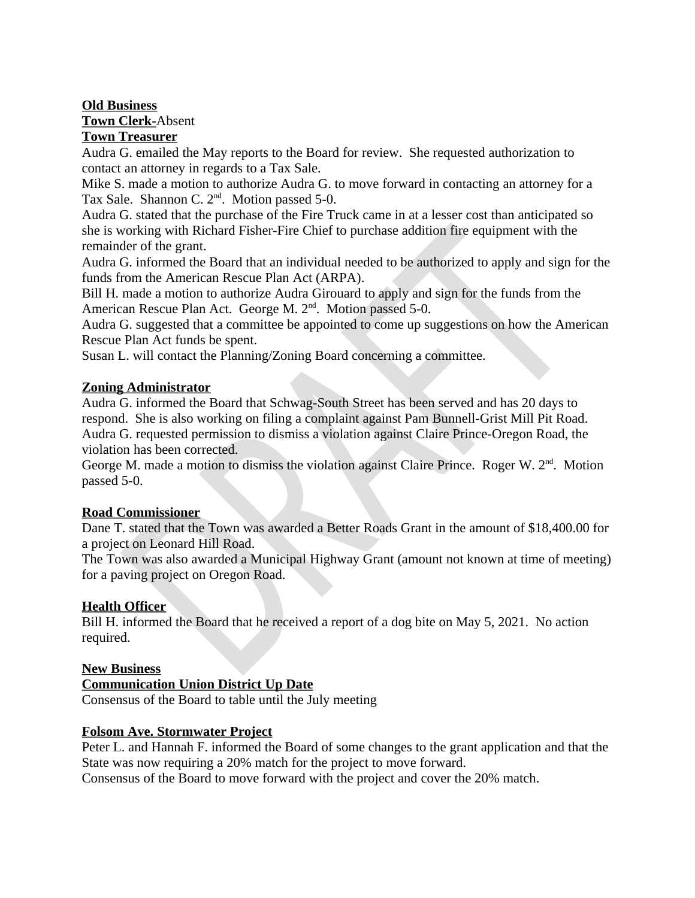**Old Business**

**Town Clerk-**Absent

**Town Treasurer**

Audra G. emailed the May reports to the Board for review. She requested authorization to contact an attorney in regards to a Tax Sale.

Mike S. made a motion to authorize Audra G. to move forward in contacting an attorney for a Tax Sale. Shannon C. 2nd. Motion passed 5-0.

Audra G. stated that the purchase of the Fire Truck came in at a lesser cost than anticipated so she is working with Richard Fisher-Fire Chief to purchase addition fire equipment with the remainder of the grant.

Audra G. informed the Board that an individual needed to be authorized to apply and sign for the funds from the American Rescue Plan Act (ARPA).

Bill H. made a motion to authorize Audra Girouard to apply and sign for the funds from the American Rescue Plan Act. George M. 2nd. Motion passed 5-0.

Audra G. suggested that a committee be appointed to come up suggestions on how the American Rescue Plan Act funds be spent.

Susan L. will contact the Planning/Zoning Board concerning a committee.

**Zoning Administrator**

Audra G. informed the Board that Schwag-South Street has been served and has 20 days to respond. She is also working on filing a complaint against Pam Bunnell-Grist Mill Pit Road.

Audra G. requested permission to dismiss a violation against Claire Prince-Oregon Road, the violation has been corrected.

George M. made a motion to dismiss the violation against Claire Prince. Roger W. 2nd. Motion passed 5-0.

**Road Commissioner**

Dane T. stated that the Town was awarded a Better Roads Grant in the amount of $18,400.00 for a project on Leonard Hill Road.

The Town was also awarded a Municipal Highway Grant (amount not known at time of meeting) for a paving project on Oregon Road.

**Health Officer**

Bill H. informed the Board that he received a report of a dog bite on May 5, 2021. No action required.

**New Business**

**Communication Union District Up Date**

Consensus of the Board to table until the July meeting

**Folsom Ave. Stormwater Project**

Peter L. and Hannah F. informed the Board of some changes to the grant application and that the State was now requiring a 20% match for the project to move forward.

Consensus of the Board to move forward with the project and cover the 20% match.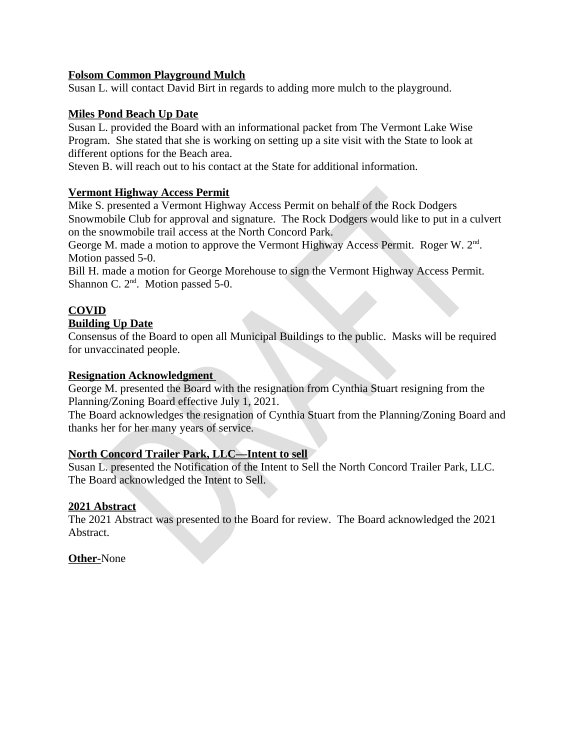**Folsom Common Playground Mulch**

Susan L. will contact David Birt in regards to adding more mulch to the playground.

**Miles Pond Beach Up Date**

Susan L. provided the Board with an informational packet from The Vermont Lake Wise Program. She stated that she is working on setting up a site visit with the State to look at different options for the Beach area.

Steven B. will reach out to his contact at the State for additional information.

**Vermont Highway Access Permit**

Mike S. presented a Vermont Highway Access Permit on behalf of the Rock Dodgers Snowmobile Club for approval and signature. The Rock Dodgers would like to put in a culvert on the snowmobile trail access at the North Concord Park.

George M. made a motion to approve the Vermont Highway Access Permit. Roger W. 2nd. Motion passed 5-0.

Bill H. made a motion for George Morehouse to sign the Vermont Highway Access Permit. Shannon C. 2nd. Motion passed 5-0.

**COVID**

**Building Up Date**

Consensus of the Board to open all Municipal Buildings to the public. Masks will be required for unvaccinated people.

**Resignation Acknowledgment**

George M. presented the Board with the resignation from Cynthia Stuart resigning from the Planning/Zoning Board effective July 1, 2021.

The Board acknowledges the resignation of Cynthia Stuart from the Planning/Zoning Board and thanks her for her many years of service.

**North Concord Trailer Park, LLC—Intent to sell**

Susan L. presented the Notification of the Intent to Sell the North Concord Trailer Park, LLC. The Board acknowledged the Intent to Sell.

**2021 Abstract**

The 2021 Abstract was presented to the Board for review. The Board acknowledged the 2021 Abstract.

**Other**-None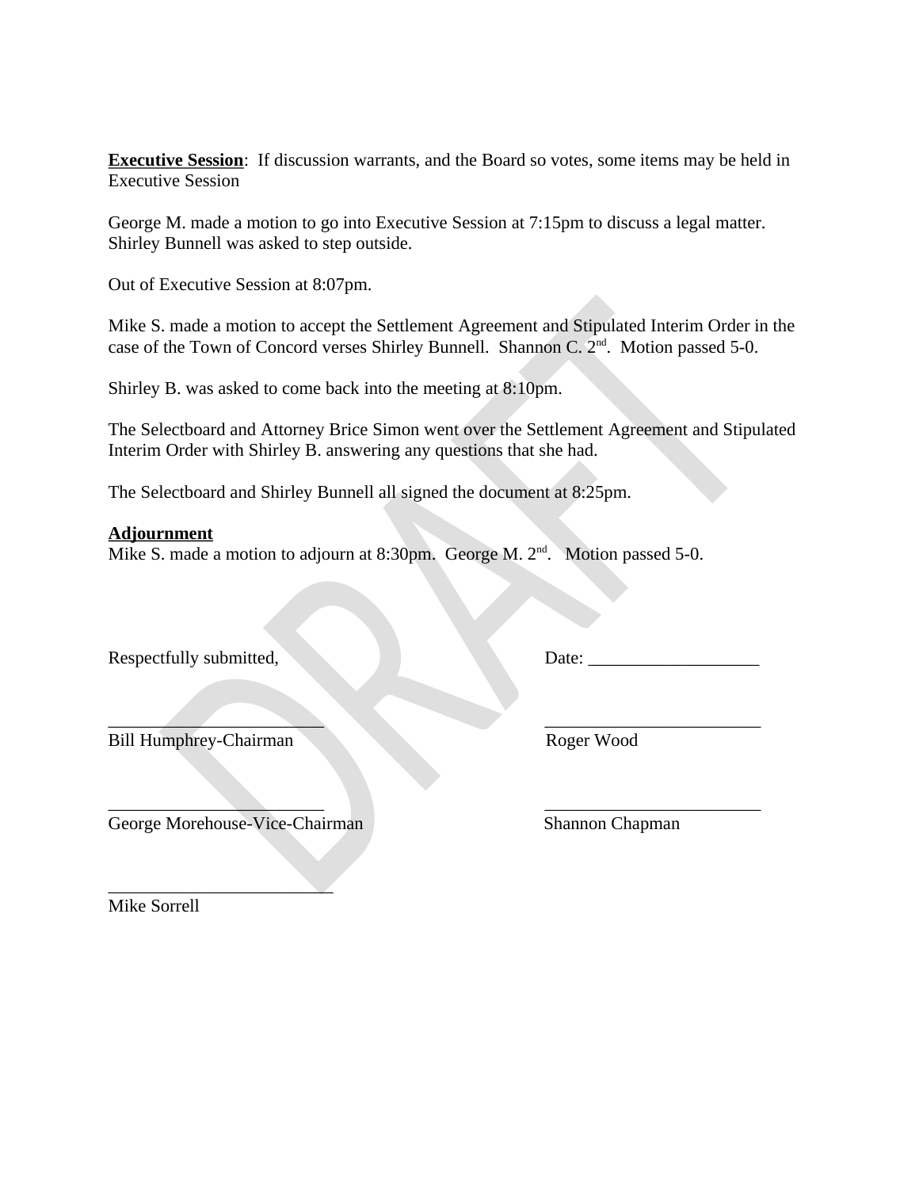**Executive Session**: If discussion warrants, and the Board so votes, some items may be held in Executive Session

George M. made a motion to go into Executive Session at 7:15pm to discuss a legal matter. Shirley Bunnell was asked to step outside.

Out of Executive Session at 8:07pm.

Mike S. made a motion to accept the Settlement Agreement and Stipulated Interim Order in the case of the Town of Concord verses Shirley Bunnell. Shannon C. 2nd. Motion passed 5-0.

Shirley B. was asked to come back into the meeting at 8:10pm.

The Selectboard and Attorney Brice Simon went over the Settlement Agreement and Stipulated Interim Order with Shirley B. answering any questions that she had.

The Selectboard and Shirley Bunnell all signed the document at 8:25pm.

**Adjournment**

Mike S. made a motion to adjourn at 8:30pm. George M. 2nd. Motion passed 5-0.

Respectfully submitted,

Date: ___________________

________________________
Bill Humphrey-Chairman

________________________
Roger Wood

________________________
George Morehouse-Vice-Chairman

________________________
Shannon Chapman

________________________
Mike Sorrell

DRAFT